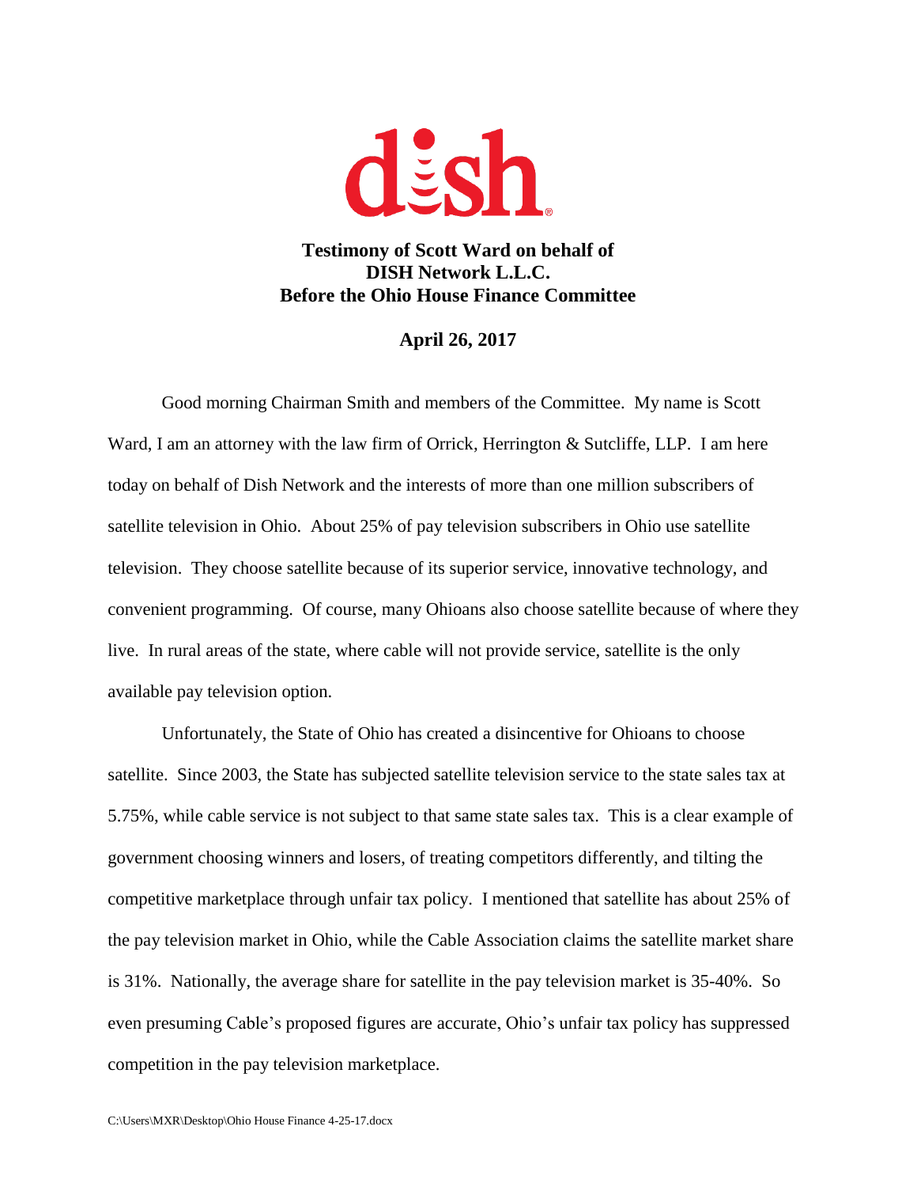dish

**Testimony of Scott Ward on behalf of**
**DISH Network L.L.C.**
**Before the Ohio House Finance Committee**

**April 26, 2017**

Good morning Chairman Smith and members of the Committee. My name is Scott Ward, I am an attorney with the law firm of Orrick, Herrington & Sutcliffe, LLP. I am here today on behalf of Dish Network and the interests of more than one million subscribers of satellite television in Ohio. About 25% of pay television subscribers in Ohio use satellite television. They choose satellite because of its superior service, innovative technology, and convenient programming. Of course, many Ohioans also choose satellite because of where they live. In rural areas of the state, where cable will not provide service, satellite is the only available pay television option.

Unfortunately, the State of Ohio has created a disincentive for Ohioans to choose satellite. Since 2003, the State has subjected satellite television service to the state sales tax at 5.75%, while cable service is not subject to that same state sales tax. This is a clear example of government choosing winners and losers, of treating competitors differently, and tilting the competitive marketplace through unfair tax policy. I mentioned that satellite has about 25% of the pay television market in Ohio, while the Cable Association claims the satellite market share is 31%. Nationally, the average share for satellite in the pay television market is 35-40%. So even presuming Cable's proposed figures are accurate, Ohio's unfair tax policy has suppressed competition in the pay television marketplace.

C:\Users\MXR\Desktop\Ohio House Finance 4-25-17.docx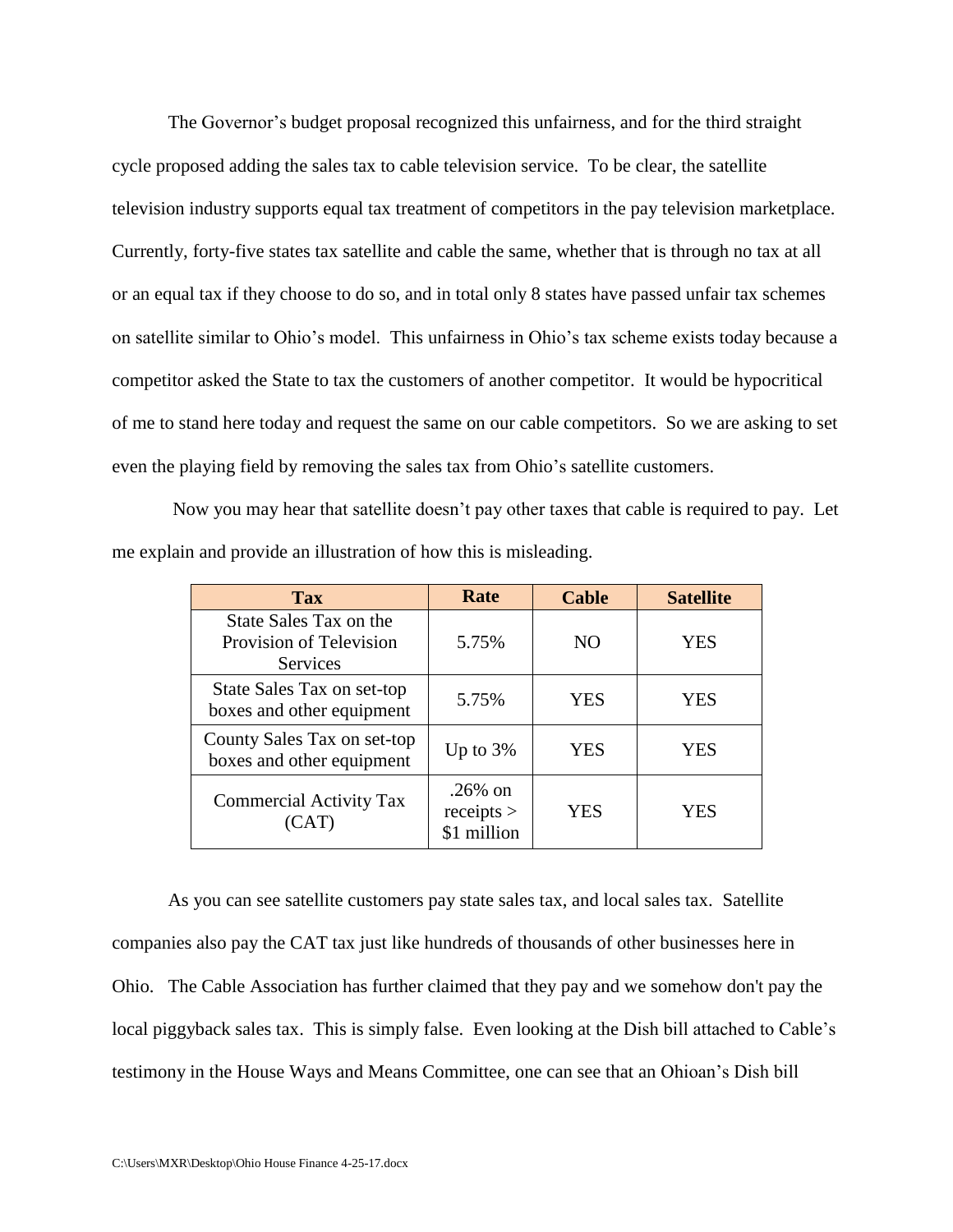The Governor's budget proposal recognized this unfairness, and for the third straight cycle proposed adding the sales tax to cable television service. To be clear, the satellite television industry supports equal tax treatment of competitors in the pay television marketplace. Currently, forty-five states tax satellite and cable the same, whether that is through no tax at all or an equal tax if they choose to do so, and in total only 8 states have passed unfair tax schemes on satellite similar to Ohio's model. This unfairness in Ohio's tax scheme exists today because a competitor asked the State to tax the customers of another competitor. It would be hypocritical of me to stand here today and request the same on our cable competitors. So we are asking to set even the playing field by removing the sales tax from Ohio's satellite customers.

Now you may hear that satellite doesn't pay other taxes that cable is required to pay. Let me explain and provide an illustration of how this is misleading.

| Tax | Rate | Cable | Satellite |
|---|---|---|---|
| State Sales Tax on the Provision of Television Services | 5.75% | NO | YES |
| State Sales Tax on set-top boxes and other equipment | 5.75% | YES | YES |
| County Sales Tax on set-top boxes and other equipment | Up to 3% | YES | YES |
| Commercial Activity Tax (CAT) | .26% on receipts > $1 million | YES | YES |

As you can see satellite customers pay state sales tax, and local sales tax. Satellite companies also pay the CAT tax just like hundreds of thousands of other businesses here in Ohio. The Cable Association has further claimed that they pay and we somehow don't pay the local piggyback sales tax. This is simply false. Even looking at the Dish bill attached to Cable's testimony in the House Ways and Means Committee, one can see that an Ohioan's Dish bill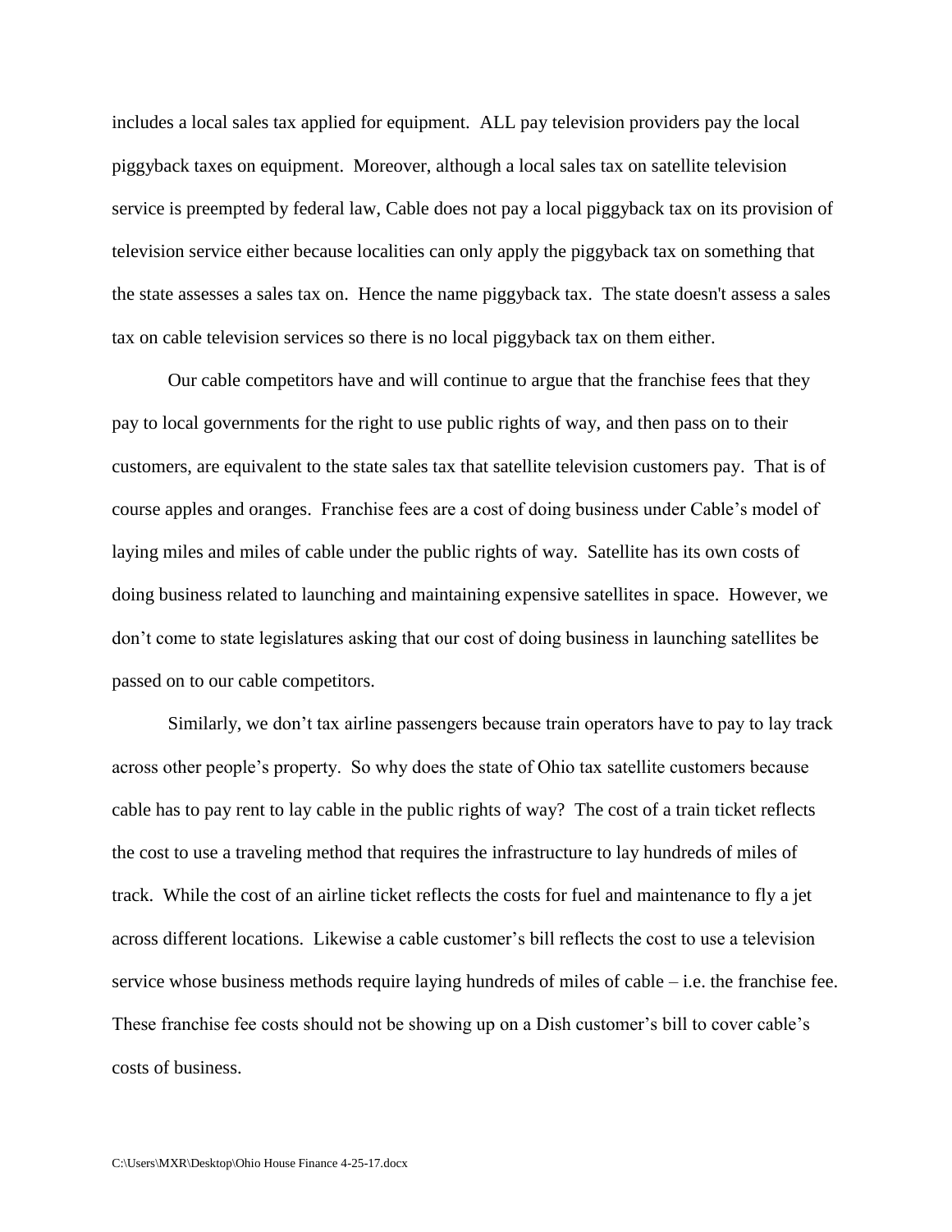includes a local sales tax applied for equipment. ALL pay television providers pay the local piggyback taxes on equipment. Moreover, although a local sales tax on satellite television service is preempted by federal law, Cable does not pay a local piggyback tax on its provision of television service either because localities can only apply the piggyback tax on something that the state assesses a sales tax on. Hence the name piggyback tax. The state doesn't assess a sales tax on cable television services so there is no local piggyback tax on them either.

Our cable competitors have and will continue to argue that the franchise fees that they pay to local governments for the right to use public rights of way, and then pass on to their customers, are equivalent to the state sales tax that satellite television customers pay. That is of course apples and oranges. Franchise fees are a cost of doing business under Cable's model of laying miles and miles of cable under the public rights of way. Satellite has its own costs of doing business related to launching and maintaining expensive satellites in space. However, we don't come to state legislatures asking that our cost of doing business in launching satellites be passed on to our cable competitors.

Similarly, we don't tax airline passengers because train operators have to pay to lay track across other people's property. So why does the state of Ohio tax satellite customers because cable has to pay rent to lay cable in the public rights of way? The cost of a train ticket reflects the cost to use a traveling method that requires the infrastructure to lay hundreds of miles of track. While the cost of an airline ticket reflects the costs for fuel and maintenance to fly a jet across different locations. Likewise a cable customer's bill reflects the cost to use a television service whose business methods require laying hundreds of miles of cable – i.e. the franchise fee. These franchise fee costs should not be showing up on a Dish customer's bill to cover cable's costs of business.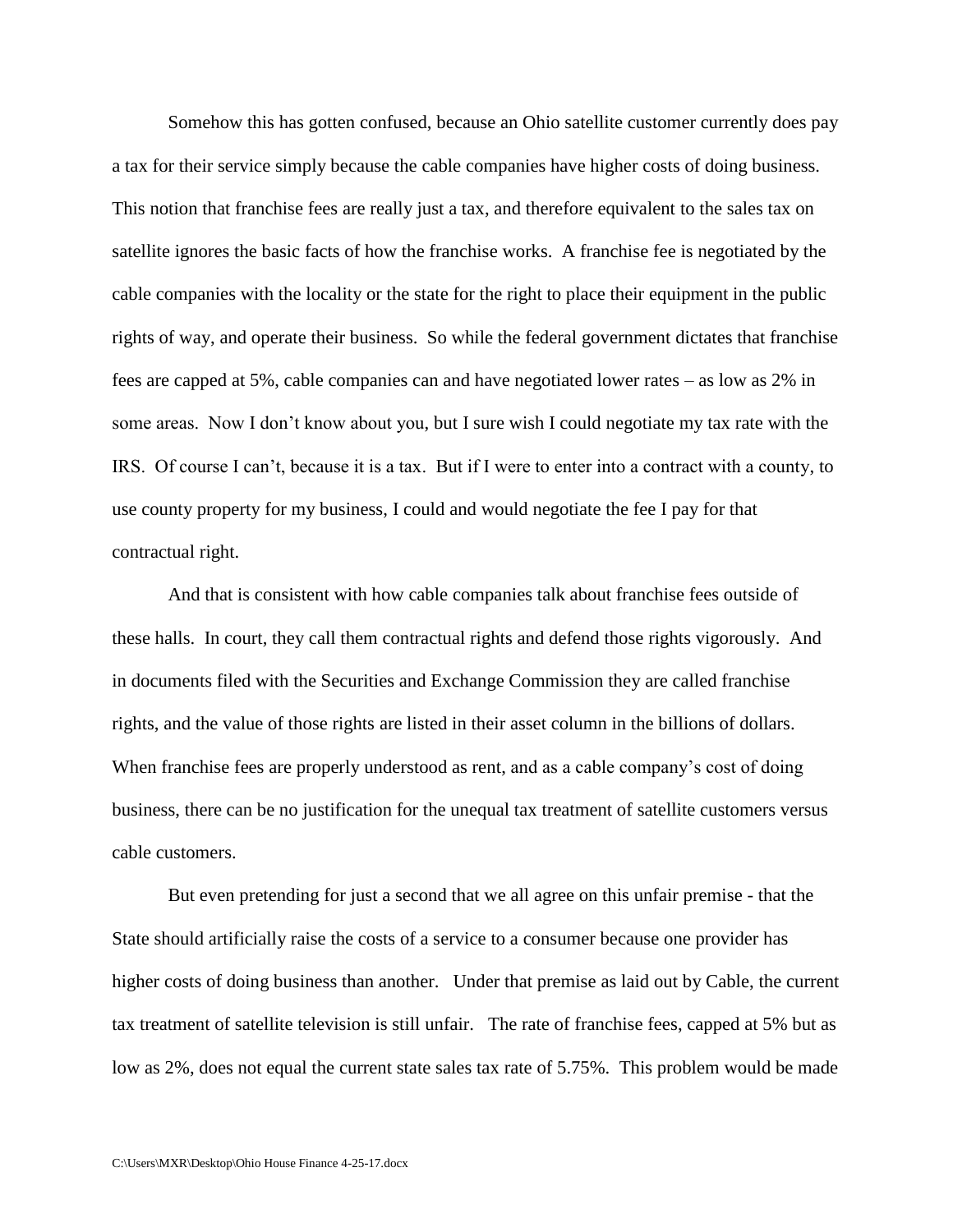Somehow this has gotten confused, because an Ohio satellite customer currently does pay a tax for their service simply because the cable companies have higher costs of doing business. This notion that franchise fees are really just a tax, and therefore equivalent to the sales tax on satellite ignores the basic facts of how the franchise works. A franchise fee is negotiated by the cable companies with the locality or the state for the right to place their equipment in the public rights of way, and operate their business. So while the federal government dictates that franchise fees are capped at 5%, cable companies can and have negotiated lower rates – as low as 2% in some areas. Now I don't know about you, but I sure wish I could negotiate my tax rate with the IRS. Of course I can't, because it is a tax. But if I were to enter into a contract with a county, to use county property for my business, I could and would negotiate the fee I pay for that contractual right.

And that is consistent with how cable companies talk about franchise fees outside of these halls. In court, they call them contractual rights and defend those rights vigorously. And in documents filed with the Securities and Exchange Commission they are called franchise rights, and the value of those rights are listed in their asset column in the billions of dollars. When franchise fees are properly understood as rent, and as a cable company's cost of doing business, there can be no justification for the unequal tax treatment of satellite customers versus cable customers.

But even pretending for just a second that we all agree on this unfair premise - that the State should artificially raise the costs of a service to a consumer because one provider has higher costs of doing business than another. Under that premise as laid out by Cable, the current tax treatment of satellite television is still unfair. The rate of franchise fees, capped at 5% but as low as 2%, does not equal the current state sales tax rate of 5.75%. This problem would be made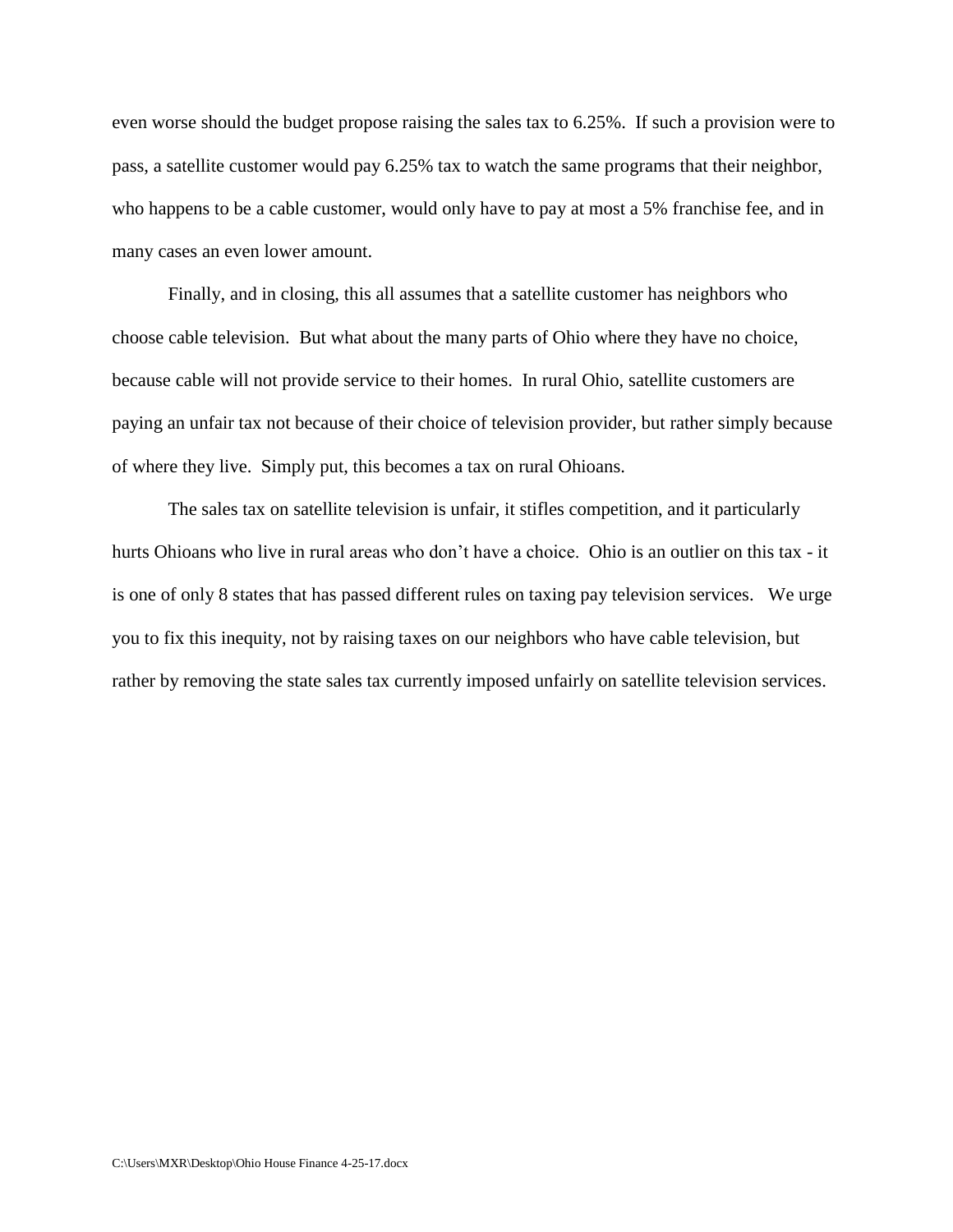even worse should the budget propose raising the sales tax to 6.25%. If such a provision were to pass, a satellite customer would pay 6.25% tax to watch the same programs that their neighbor, who happens to be a cable customer, would only have to pay at most a 5% franchise fee, and in many cases an even lower amount.

Finally, and in closing, this all assumes that a satellite customer has neighbors who choose cable television. But what about the many parts of Ohio where they have no choice, because cable will not provide service to their homes. In rural Ohio, satellite customers are paying an unfair tax not because of their choice of television provider, but rather simply because of where they live. Simply put, this becomes a tax on rural Ohioans.

The sales tax on satellite television is unfair, it stifles competition, and it particularly hurts Ohioans who live in rural areas who don't have a choice. Ohio is an outlier on this tax - it is one of only 8 states that has passed different rules on taxing pay television services. We urge you to fix this inequity, not by raising taxes on our neighbors who have cable television, but rather by removing the state sales tax currently imposed unfairly on satellite television services.